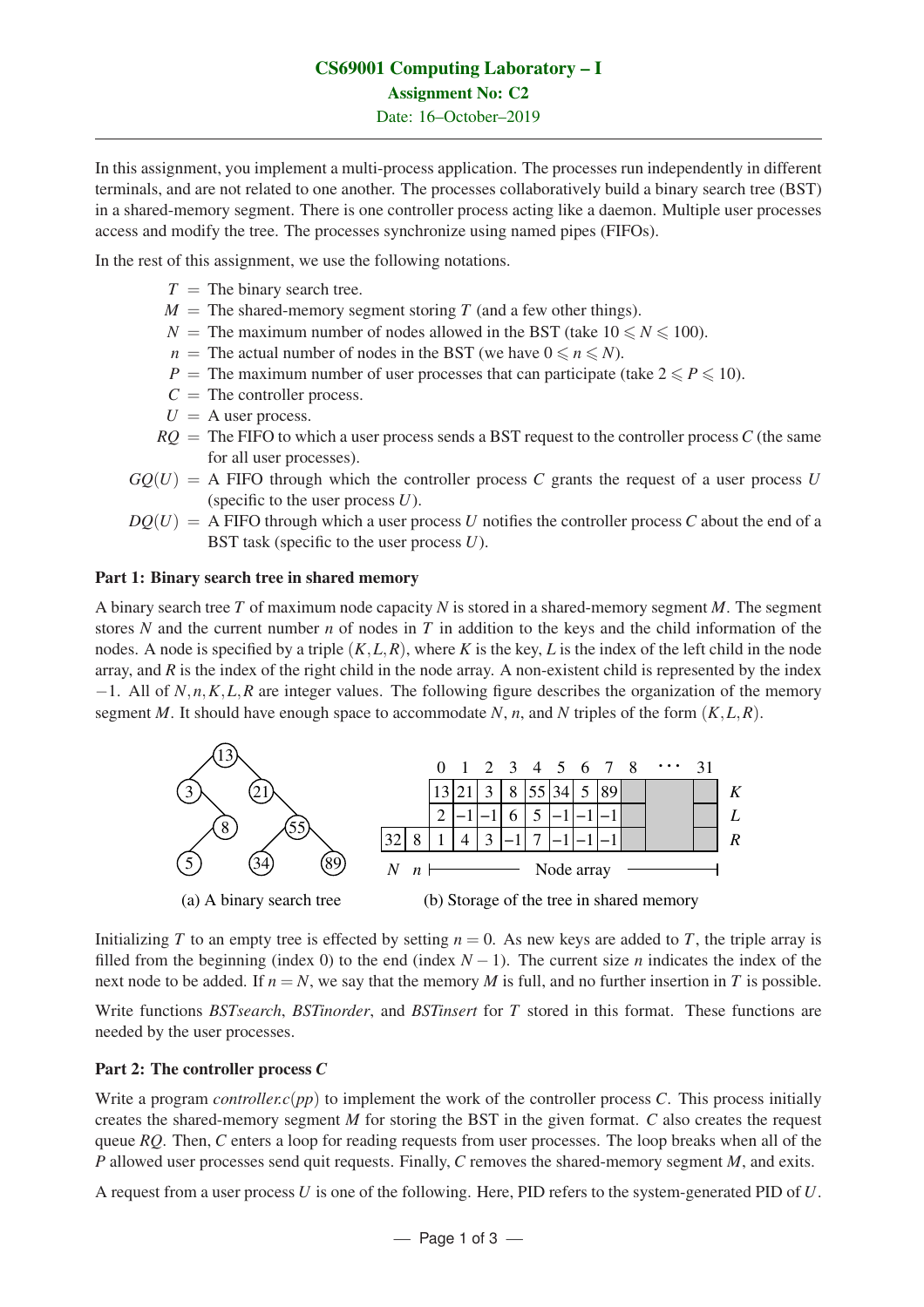**CS69001 Computing Laboratory – I**

**Assignment No: C2**

Date: 16–October–2019

---

In this assignment, you implement a multi-process application. The processes run independently in different terminals, and are not related to one another. The processes collaboratively build a binary search tree (BST) in a shared-memory segment. There is one controller process acting like a daemon. Multiple user processes access and modify the tree. The processes synchronize using named pipes (FIFOs).

In the rest of this assignment, we use the following notations.

- $T$ = The binary search tree.
- $M$ = The shared-memory segment storing $T$ (and a few other things).
- $N$ = The maximum number of nodes allowed in the BST (take $10 \leqslant N \leqslant 100$).
- $n$ = The actual number of nodes in the BST (we have $0 \leqslant n \leqslant N$).
- $P$ = The maximum number of user processes that can participate (take $2 \leqslant P \leqslant 10$).
- $C$ = The controller process.
- $U$ = A user process.
- $RQ$ = The FIFO to which a user process sends a BST request to the controller process $C$ (the same for all user processes).
- $GQ(U)$ = A FIFO through which the controller process $C$ grants the request of a user process $U$ (specific to the user process $U$).
- $DQ(U)$ = A FIFO through which a user process $U$ notifies the controller process $C$ about the end of a BST task (specific to the user process $U$).

**Part 1: Binary search tree in shared memory**

A binary search tree $T$ of maximum node capacity $N$ is stored in a shared-memory segment $M$. The segment stores $N$ and the current number $n$ of nodes in $T$ in addition to the keys and the child information of the nodes. A node is specified by a triple $(K, L, R)$, where $K$ is the key, $L$ is the index of the left child in the node array, and $R$ is the index of the right child in the node array. A non-existent child is represented by the index $-1$. All of $N, n, K, L, R$ are integer values. The following figure describes the organization of the memory segment $M$. It should have enough space to accommodate $N$, $n$, and $N$ triples of the form $(K, L, R)$.

(a) A binary search tree

| $N$ | $n$ | | 0 | 1 | 2 | 3 | 4 | 5 | 6 | 7 | 8 | ⋯ | 31 |
|---|---|---|---|---|---|---|---|---|---|---|---|---|---|
| | | $K$ | 13 | 21 | 3 | 8 | 55 | 34 | 5 | 89 | | | |
| | | $L$ | 2 | −1 | −1 | 6 | 5 | −1 | −1 | −1 | | | |
| 32 | 8 | $R$ | 1 | 4 | 3 | −1 | 7 | −1 | −1 | −1 | | | |

(b) Storage of the tree in shared memory

Initializing $T$ to an empty tree is effected by setting $n = 0$. As new keys are added to $T$, the triple array is filled from the beginning (index 0) to the end (index $N-1$). The current size $n$ indicates the index of the next node to be added. If $n = N$, we say that the memory $M$ is full, and no further insertion in $T$ is possible.

Write functions *BSTsearch*, *BSTinorder*, and *BSTinsert* for $T$ stored in this format. These functions are needed by the user processes.

**Part 2: The controller process $C$**

Write a program *controller.c(pp)* to implement the work of the controller process $C$. This process initially creates the shared-memory segment $M$ for storing the BST in the given format. $C$ also creates the request queue $RQ$. Then, $C$ enters a loop for reading requests from user processes. The loop breaks when all of the $P$ allowed user processes send quit requests. Finally, $C$ removes the shared-memory segment $M$, and exits.

A request from a user process $U$ is one of the following. Here, PID refers to the system-generated PID of $U$.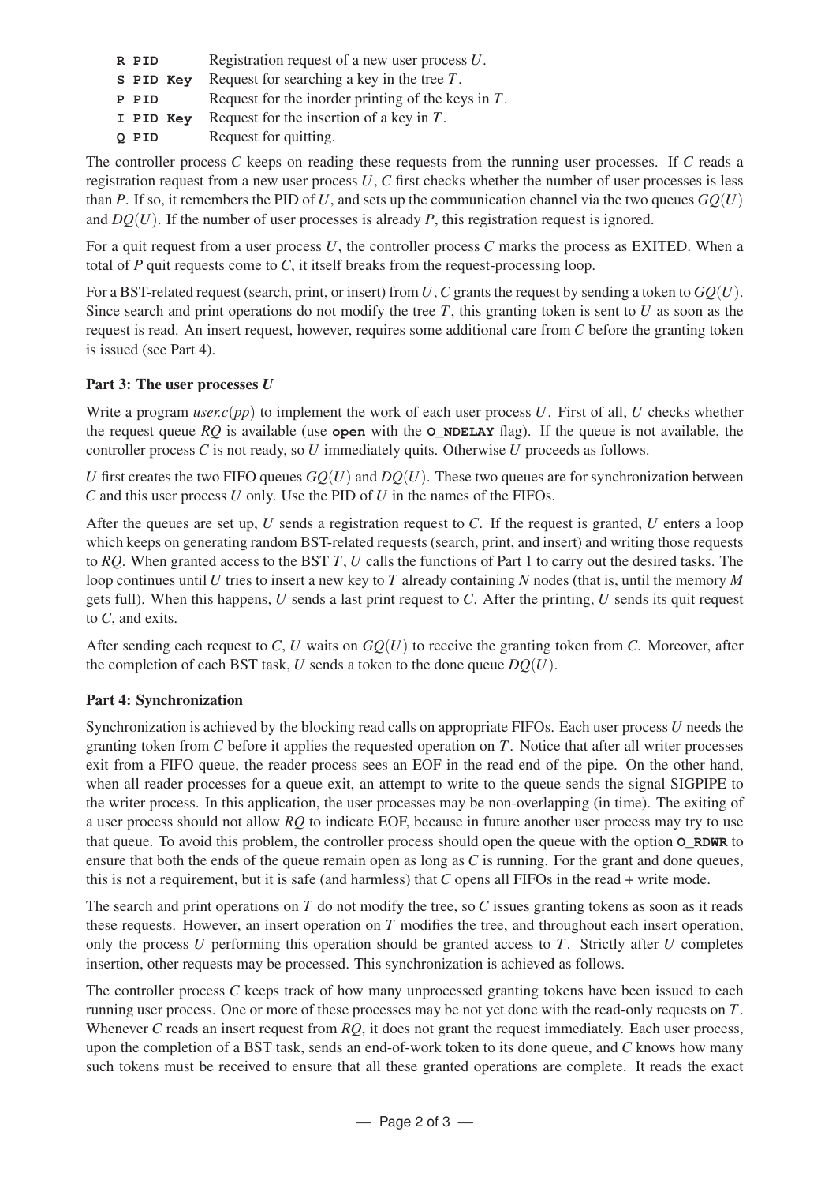| | |
|---|---|
| `R PID` | Registration request of a new user process $U$. |
| `S PID Key` | Request for searching a key in the tree $T$. |
| `P PID` | Request for the inorder printing of the keys in $T$. |
| `I PID Key` | Request for the insertion of a key in $T$. |
| `Q PID` | Request for quitting. |

The controller process $C$ keeps on reading these requests from the running user processes. If $C$ reads a registration request from a new user process $U$, $C$ first checks whether the number of user processes is less than $P$. If so, it remembers the PID of $U$, and sets up the communication channel via the two queues $GQ(U)$ and $DQ(U)$. If the number of user processes is already $P$, this registration request is ignored.

For a quit request from a user process $U$, the controller process $C$ marks the process as EXITED. When a total of $P$ quit requests come to $C$, it itself breaks from the request-processing loop.

For a BST-related request (search, print, or insert) from $U$, $C$ grants the request by sending a token to $GQ(U)$. Since search and print operations do not modify the tree $T$, this granting token is sent to $U$ as soon as the request is read. An insert request, however, requires some additional care from $C$ before the granting token is issued (see Part 4).

### Part 3: The user processes $U$

Write a program *user.c(pp)* to implement the work of each user process $U$. First of all, $U$ checks whether the request queue $RQ$ is available (use **`open`** with the **`O_NDELAY`** flag). If the queue is not available, the controller process $C$ is not ready, so $U$ immediately quits. Otherwise $U$ proceeds as follows.

$U$ first creates the two FIFO queues $GQ(U)$ and $DQ(U)$. These two queues are for synchronization between $C$ and this user process $U$ only. Use the PID of $U$ in the names of the FIFOs.

After the queues are set up, $U$ sends a registration request to $C$. If the request is granted, $U$ enters a loop which keeps on generating random BST-related requests (search, print, and insert) and writing those requests to $RQ$. When granted access to the BST $T$, $U$ calls the functions of Part 1 to carry out the desired tasks. The loop continues until $U$ tries to insert a new key to $T$ already containing $N$ nodes (that is, until the memory $M$ gets full). When this happens, $U$ sends a last print request to $C$. After the printing, $U$ sends its quit request to $C$, and exits.

After sending each request to $C$, $U$ waits on $GQ(U)$ to receive the granting token from $C$. Moreover, after the completion of each BST task, $U$ sends a token to the done queue $DQ(U)$.

### Part 4: Synchronization

Synchronization is achieved by the blocking read calls on appropriate FIFOs. Each user process $U$ needs the granting token from $C$ before it applies the requested operation on $T$. Notice that after all writer processes exit from a FIFO queue, the reader process sees an EOF in the read end of the pipe. On the other hand, when all reader processes for a queue exit, an attempt to write to the queue sends the signal SIGPIPE to the writer process. In this application, the user processes may be non-overlapping (in time). The exiting of a user process should not allow $RQ$ to indicate EOF, because in future another user process may try to use that queue. To avoid this problem, the controller process should open the queue with the option **`O_RDWR`** to ensure that both the ends of the queue remain open as long as $C$ is running. For the grant and done queues, this is not a requirement, but it is safe (and harmless) that $C$ opens all FIFOs in the read + write mode.

The search and print operations on $T$ do not modify the tree, so $C$ issues granting tokens as soon as it reads these requests. However, an insert operation on $T$ modifies the tree, and throughout each insert operation, only the process $U$ performing this operation should be granted access to $T$. Strictly after $U$ completes insertion, other requests may be processed. This synchronization is achieved as follows.

The controller process $C$ keeps track of how many unprocessed granting tokens have been issued to each running user process. One or more of these processes may be not yet done with the read-only requests on $T$. Whenever $C$ reads an insert request from $RQ$, it does not grant the request immediately. Each user process, upon the completion of a BST task, sends an end-of-work token to its done queue, and $C$ knows how many such tokens must be received to ensure that all these granted operations are complete. It reads the exact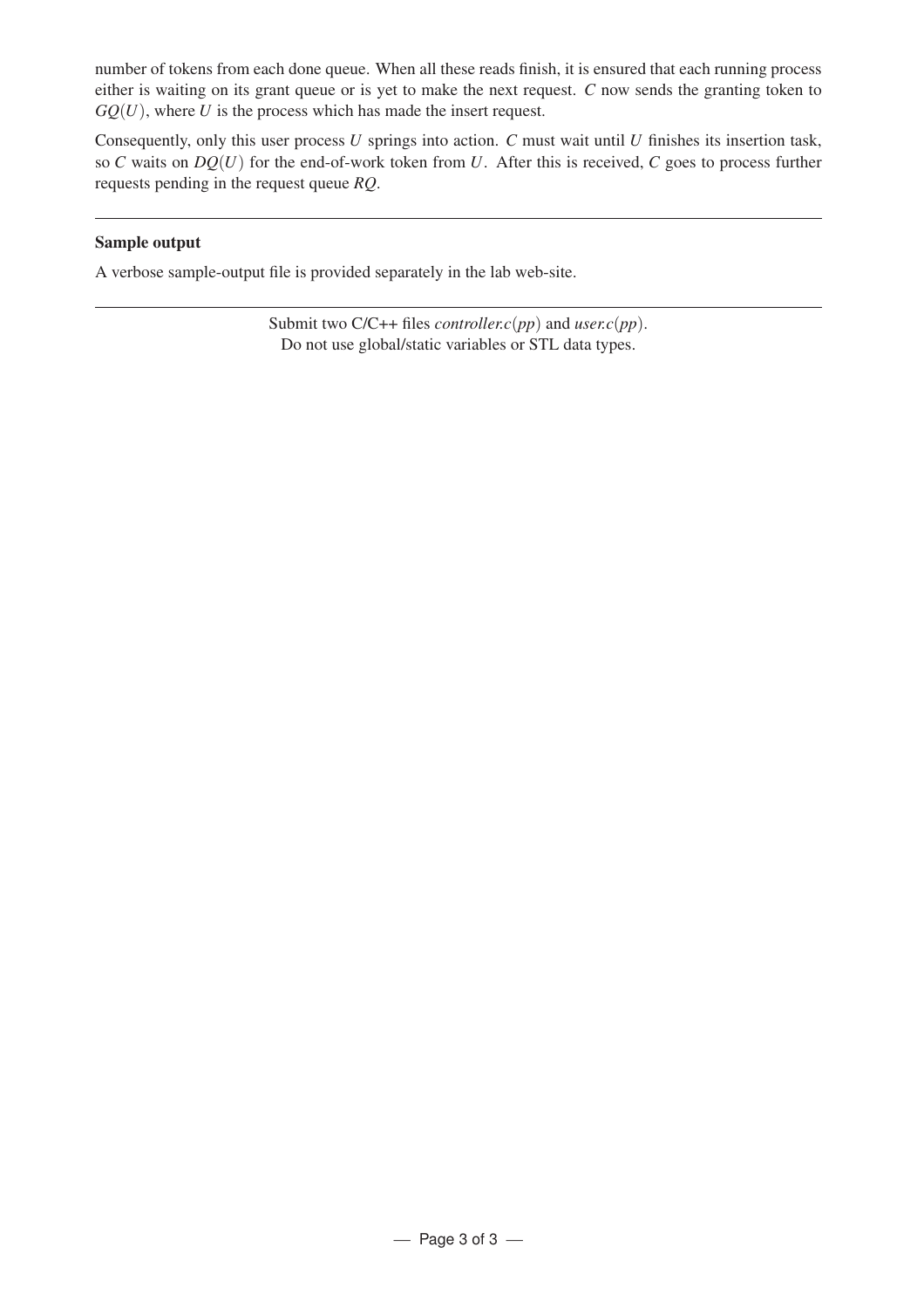number of tokens from each done queue. When all these reads finish, it is ensured that each running process either is waiting on its grant queue or is yet to make the next request. *C* now sends the granting token to $GQ(U)$, where *U* is the process which has made the insert request.

Consequently, only this user process *U* springs into action. *C* must wait until *U* finishes its insertion task, so *C* waits on $DQ(U)$ for the end-of-work token from *U*. After this is received, *C* goes to process further requests pending in the request queue *RQ*.

---

**Sample output**

A verbose sample-output file is provided separately in the lab web-site.

---

Submit two C/C++ files *controller.c(pp)* and *user.c(pp)*.
Do not use global/static variables or STL data types.